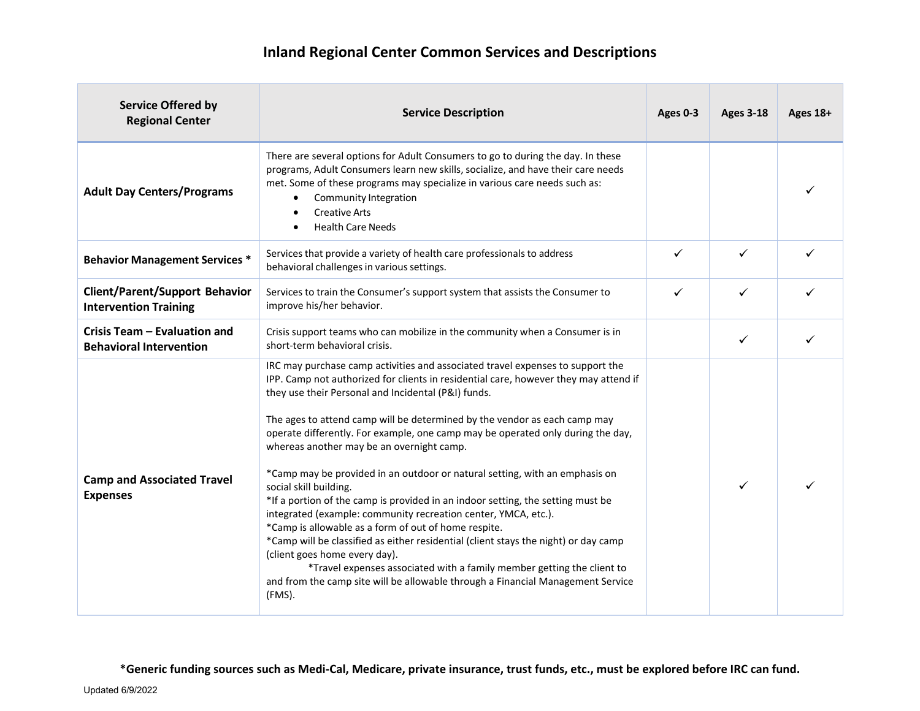# Inland Regional Center Common Services and Descriptions

| Service Offered by Regional Center | Service Description | Ages 0-3 | Ages 3-18 | Ages 18+ |
|---|---|---|---|---|
| **Adult Day Centers/Programs** | There are several options for Adult Consumers to go to during the day. In these programs, Adult Consumers learn new skills, socialize, and have their care needs met. Some of these programs may specialize in various care needs such as: <br>• Community Integration <br>• Creative Arts <br>• Health Care Needs | | | ✓ |
| **Behavior Management Services *** | Services that provide a variety of health care professionals to address behavioral challenges in various settings. | ✓ | ✓ | ✓ |
| **Client/Parent/Support Behavior Intervention Training** | Services to train the Consumer's support system that assists the Consumer to improve his/her behavior. | ✓ | ✓ | ✓ |
| **Crisis Team – Evaluation and Behavioral Intervention** | Crisis support teams who can mobilize in the community when a Consumer is in short-term behavioral crisis. | | ✓ | ✓ |
| **Camp and Associated Travel Expenses** | IRC may purchase camp activities and associated travel expenses to support the IPP. Camp not authorized for clients in residential care, however they may attend if they use their Personal and Incidental (P&I) funds.<br><br>The ages to attend camp will be determined by the vendor as each camp may operate differently. For example, one camp may be operated only during the day, whereas another may be an overnight camp.<br><br>*Camp may be provided in an outdoor or natural setting, with an emphasis on social skill building.<br>*If a portion of the camp is provided in an indoor setting, the setting must be integrated (example: community recreation center, YMCA, etc.).<br>*Camp is allowable as a form of out of home respite.<br>*Camp will be classified as either residential (client stays the night) or day camp (client goes home every day).<br>*Travel expenses associated with a family member getting the client to and from the camp site will be allowable through a Financial Management Service (FMS). | | ✓ | ✓ |

**\*Generic funding sources such as Medi-Cal, Medicare, private insurance, trust funds, etc., must be explored before IRC can fund.**

Updated 6/9/2022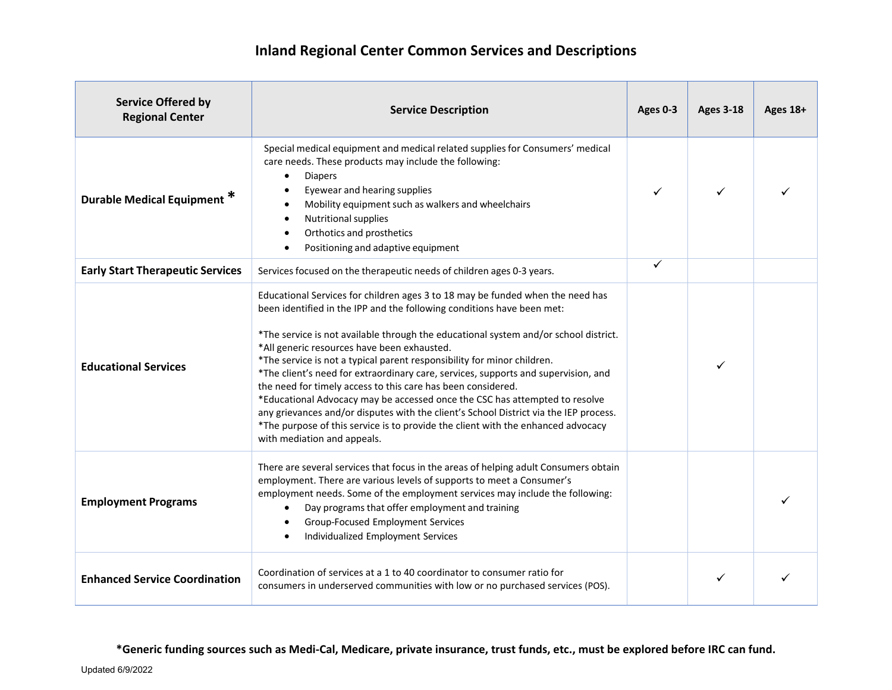# Inland Regional Center Common Services and Descriptions

| Service Offered by Regional Center | Service Description | Ages 0-3 | Ages 3-18 | Ages 18+ |
|---|---|---|---|---|
| **Durable Medical Equipment** * | Special medical equipment and medical related supplies for Consumers' medical care needs. These products may include the following:<br>• Diapers<br>• Eyewear and hearing supplies<br>• Mobility equipment such as walkers and wheelchairs<br>• Nutritional supplies<br>• Orthotics and prosthetics<br>• Positioning and adaptive equipment | ✓ | ✓ | ✓ |
| **Early Start Therapeutic Services** | Services focused on the therapeutic needs of children ages 0-3 years. | ✓ | | |
| **Educational Services** | Educational Services for children ages 3 to 18 may be funded when the need has been identified in the IPP and the following conditions have been met:<br><br>*The service is not available through the educational system and/or school district.<br>*All generic resources have been exhausted.<br>*The service is not a typical parent responsibility for minor children.<br>*The client's need for extraordinary care, services, supports and supervision, and the need for timely access to this care has been considered.<br>*Educational Advocacy may be accessed once the CSC has attempted to resolve any grievances and/or disputes with the client's School District via the IEP process.<br>*The purpose of this service is to provide the client with the enhanced advocacy with mediation and appeals. | | ✓ | |
| **Employment Programs** | There are several services that focus in the areas of helping adult Consumers obtain employment. There are various levels of supports to meet a Consumer's employment needs. Some of the employment services may include the following:<br>• Day programs that offer employment and training<br>• Group-Focused Employment Services<br>• Individualized Employment Services | | | ✓ |
| **Enhanced Service Coordination** | Coordination of services at a 1 to 40 coordinator to consumer ratio for consumers in underserved communities with low or no purchased services (POS). | | ✓ | ✓ |

**\*Generic funding sources such as Medi-Cal, Medicare, private insurance, trust funds, etc., must be explored before IRC can fund.**

Updated 6/9/2022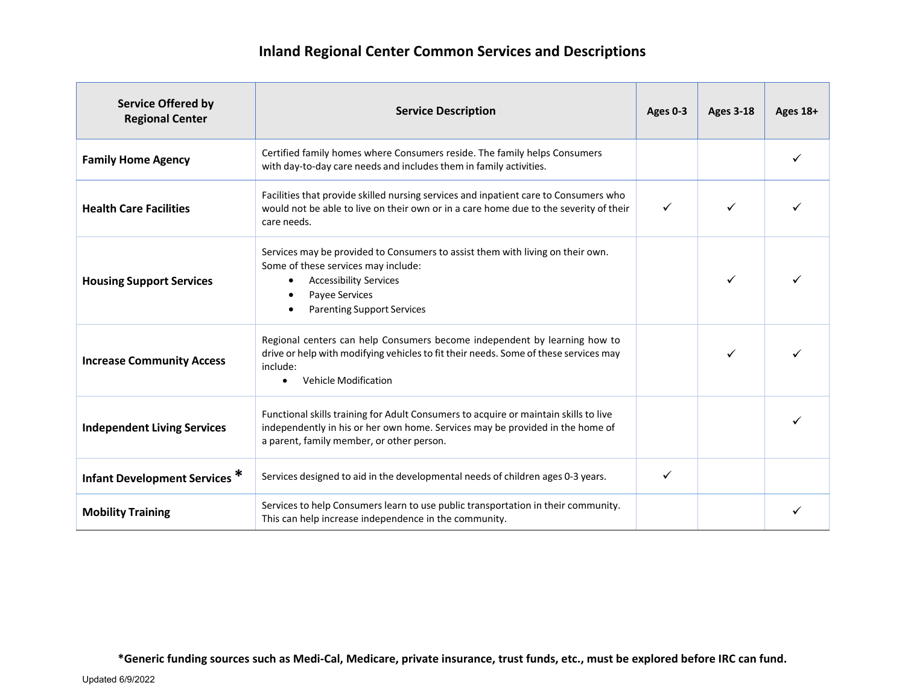# Inland Regional Center Common Services and Descriptions

| Service Offered by Regional Center | Service Description | Ages 0-3 | Ages 3-18 | Ages 18+ |
|---|---|---|---|---|
| **Family Home Agency** | Certified family homes where Consumers reside. The family helps Consumers with day-to-day care needs and includes them in family activities. | | | ✓ |
| **Health Care Facilities** | Facilities that provide skilled nursing services and inpatient care to Consumers who would not be able to live on their own or in a care home due to the severity of their care needs. | ✓ | ✓ | ✓ |
| **Housing Support Services** | Services may be provided to Consumers to assist them with living on their own. Some of these services may include: <br>• Accessibility Services <br>• Payee Services <br>• Parenting Support Services | | ✓ | ✓ |
| **Increase Community Access** | Regional centers can help Consumers become independent by learning how to drive or help with modifying vehicles to fit their needs. Some of these services may include: <br>• Vehicle Modification | | ✓ | ✓ |
| **Independent Living Services** | Functional skills training for Adult Consumers to acquire or maintain skills to live independently in his or her own home. Services may be provided in the home of a parent, family member, or other person. | | | ✓ |
| **Infant Development Services *** | Services designed to aid in the developmental needs of children ages 0-3 years. | ✓ | | |
| **Mobility Training** | Services to help Consumers learn to use public transportation in their community. This can help increase independence in the community. | | | ✓ |

**\*Generic funding sources such as Medi-Cal, Medicare, private insurance, trust funds, etc., must be explored before IRC can fund.**

Updated 6/9/2022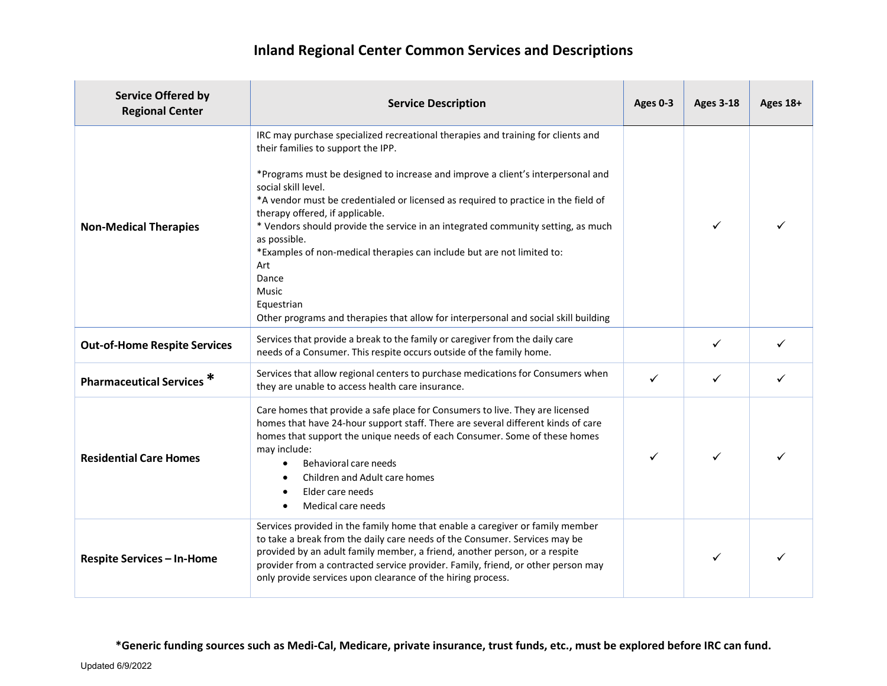# Inland Regional Center Common Services and Descriptions

| Service Offered by Regional Center | Service Description | Ages 0-3 | Ages 3-18 | Ages 18+ |
|---|---|---|---|---|
| **Non-Medical Therapies** | IRC may purchase specialized recreational therapies and training for clients and their families to support the IPP.<br><br>*Programs must be designed to increase and improve a client's interpersonal and social skill level.<br>*A vendor must be credentialed or licensed as required to practice in the field of therapy offered, if applicable.<br>* Vendors should provide the service in an integrated community setting, as much as possible.<br>*Examples of non-medical therapies can include but are not limited to:<br>Art<br>Dance<br>Music<br>Equestrian<br>Other programs and therapies that allow for interpersonal and social skill building | | ✓ | ✓ |
| **Out-of-Home Respite Services** | Services that provide a break to the family or caregiver from the daily care needs of a Consumer. This respite occurs outside of the family home. | | ✓ | ✓ |
| **Pharmaceutical Services *** | Services that allow regional centers to purchase medications for Consumers when they are unable to access health care insurance. | ✓ | ✓ | ✓ |
| **Residential Care Homes** | Care homes that provide a safe place for Consumers to live. They are licensed homes that have 24-hour support staff. There are several different kinds of care homes that support the unique needs of each Consumer. Some of these homes may include:<br>• Behavioral care needs<br>• Children and Adult care homes<br>• Elder care needs<br>• Medical care needs | ✓ | ✓ | ✓ |
| **Respite Services – In-Home** | Services provided in the family home that enable a caregiver or family member to take a break from the daily care needs of the Consumer. Services may be provided by an adult family member, a friend, another person, or a respite provider from a contracted service provider. Family, friend, or other person may only provide services upon clearance of the hiring process. | | ✓ | ✓ |

**\*Generic funding sources such as Medi-Cal, Medicare, private insurance, trust funds, etc., must be explored before IRC can fund.**

Updated 6/9/2022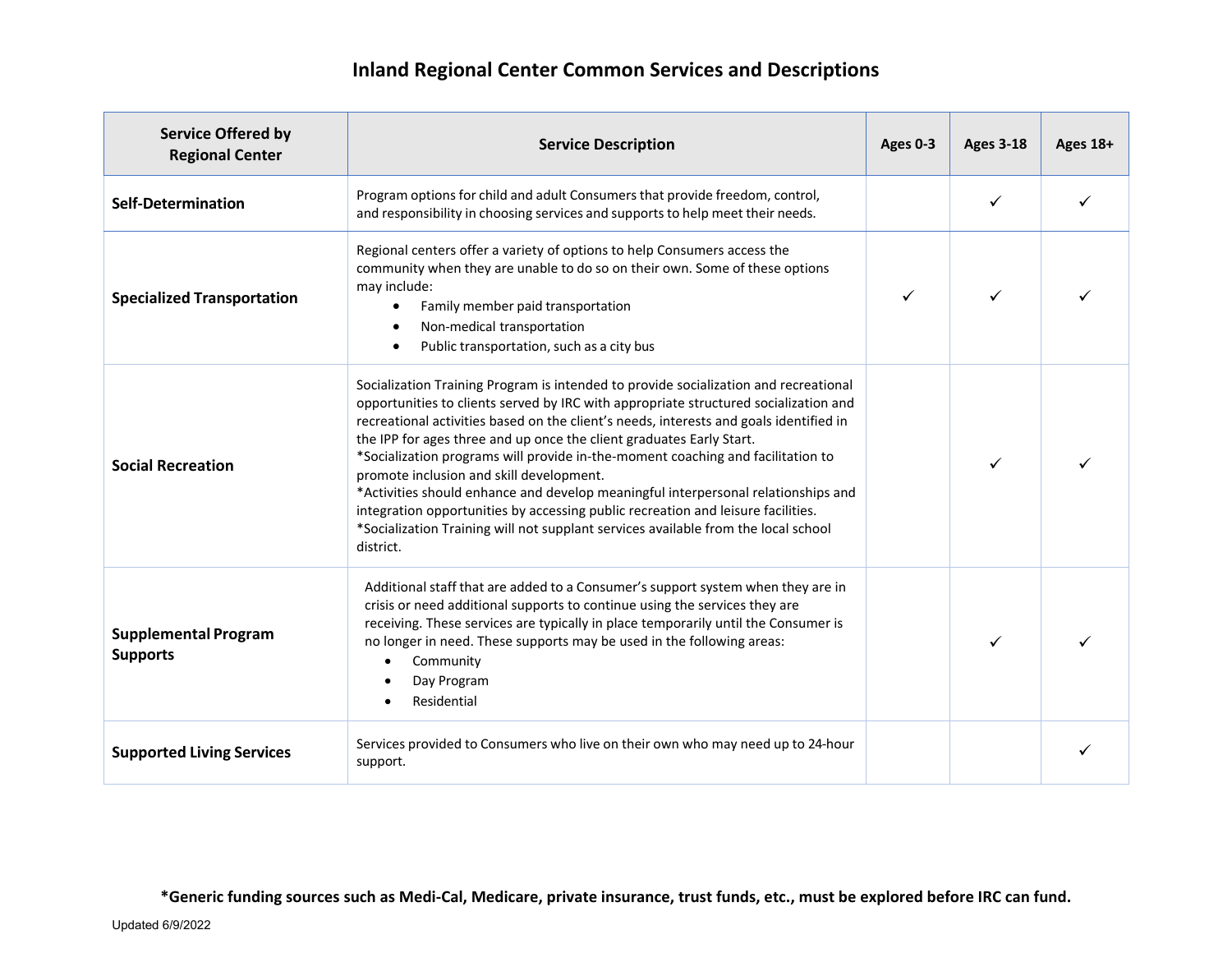# Inland Regional Center Common Services and Descriptions

| Service Offered by Regional Center | Service Description | Ages 0-3 | Ages 3-18 | Ages 18+ |
|---|---|---|---|---|
| **Self-Determination** | Program options for child and adult Consumers that provide freedom, control, and responsibility in choosing services and supports to help meet their needs. | | ✓ | ✓ |
| **Specialized Transportation** | Regional centers offer a variety of options to help Consumers access the community when they are unable to do so on their own. Some of these options may include: <br>• Family member paid transportation <br>• Non-medical transportation <br>• Public transportation, such as a city bus | ✓ | ✓ | ✓ |
| **Social Recreation** | Socialization Training Program is intended to provide socialization and recreational opportunities to clients served by IRC with appropriate structured socialization and recreational activities based on the client's needs, interests and goals identified in the IPP for ages three and up once the client graduates Early Start. <br>*Socialization programs will provide in-the-moment coaching and facilitation to promote inclusion and skill development. <br>*Activities should enhance and develop meaningful interpersonal relationships and integration opportunities by accessing public recreation and leisure facilities. <br>*Socialization Training will not supplant services available from the local school district. | | ✓ | ✓ |
| **Supplemental Program Supports** | Additional staff that are added to a Consumer's support system when they are in crisis or need additional supports to continue using the services they are receiving. These services are typically in place temporarily until the Consumer is no longer in need. These supports may be used in the following areas: <br>• Community <br>• Day Program <br>• Residential | | ✓ | ✓ |
| **Supported Living Services** | Services provided to Consumers who live on their own who may need up to 24-hour support. | | | ✓ |

**\*Generic funding sources such as Medi-Cal, Medicare, private insurance, trust funds, etc., must be explored before IRC can fund.**

Updated 6/9/2022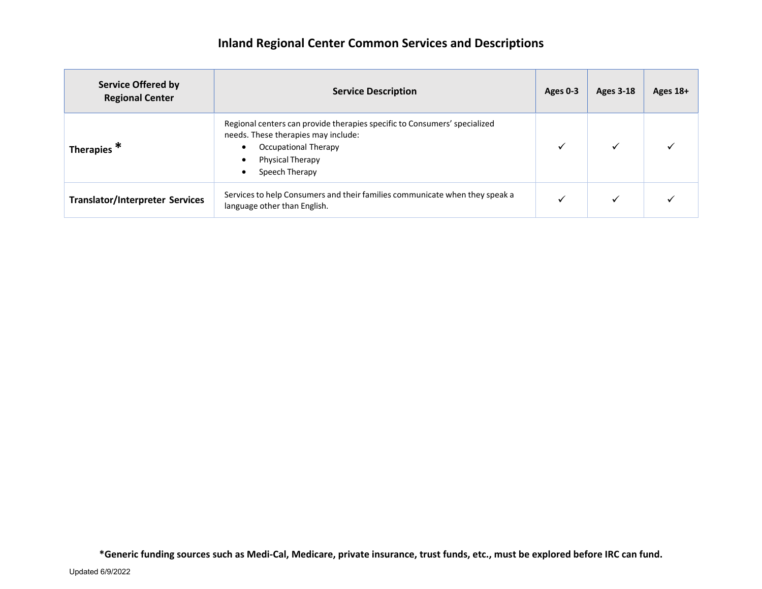## Inland Regional Center Common Services and Descriptions

| Service Offered by Regional Center | Service Description | Ages 0-3 | Ages 3-18 | Ages 18+ |
|---|---|---|---|---|
| **Therapies** * | Regional centers can provide therapies specific to Consumers' specialized needs. These therapies may include:<br>• Occupational Therapy<br>• Physical Therapy<br>• Speech Therapy | ✓ | ✓ | ✓ |
| **Translator/Interpreter Services** | Services to help Consumers and their families communicate when they speak a language other than English. | ✓ | ✓ | ✓ |

**\*Generic funding sources such as Medi-Cal, Medicare, private insurance, trust funds, etc., must be explored before IRC can fund.**

Updated 6/9/2022